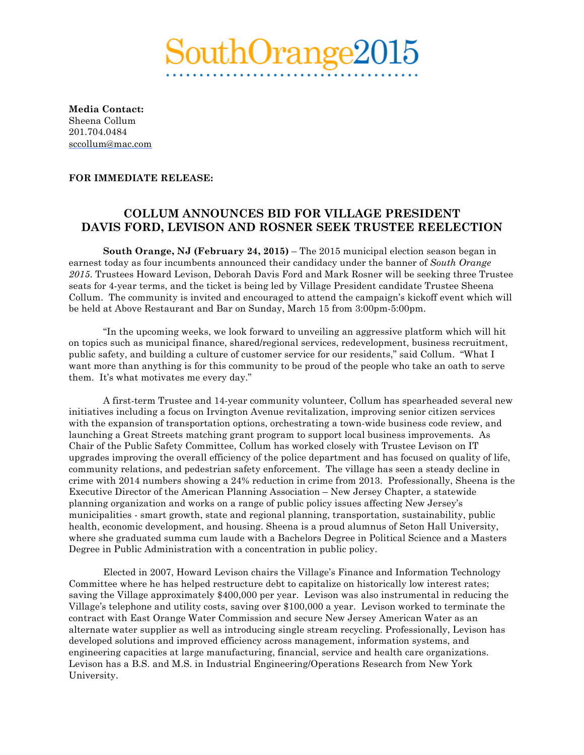# SouthOrange2015

**Media Contact:**
Sheena Collum
201.704.0484
sccollum@mac.com

**FOR IMMEDIATE RELEASE:**

## COLLUM ANNOUNCES BID FOR VILLAGE PRESIDENT
## DAVIS FORD, LEVISON AND ROSNER SEEK TRUSTEE REELECTION

**South Orange, NJ (February 24, 2015)** – The 2015 municipal election season began in earnest today as four incumbents announced their candidacy under the banner of *South Orange 2015*. Trustees Howard Levison, Deborah Davis Ford and Mark Rosner will be seeking three Trustee seats for 4-year terms, and the ticket is being led by Village President candidate Trustee Sheena Collum. The community is invited and encouraged to attend the campaign's kickoff event which will be held at Above Restaurant and Bar on Sunday, March 15 from 3:00pm-5:00pm.

"In the upcoming weeks, we look forward to unveiling an aggressive platform which will hit on topics such as municipal finance, shared/regional services, redevelopment, business recruitment, public safety, and building a culture of customer service for our residents," said Collum. "What I want more than anything is for this community to be proud of the people who take an oath to serve them. It's what motivates me every day."

A first-term Trustee and 14-year community volunteer, Collum has spearheaded several new initiatives including a focus on Irvington Avenue revitalization, improving senior citizen services with the expansion of transportation options, orchestrating a town-wide business code review, and launching a Great Streets matching grant program to support local business improvements. As Chair of the Public Safety Committee, Collum has worked closely with Trustee Levison on IT upgrades improving the overall efficiency of the police department and has focused on quality of life, community relations, and pedestrian safety enforcement. The village has seen a steady decline in crime with 2014 numbers showing a 24% reduction in crime from 2013. Professionally, Sheena is the Executive Director of the American Planning Association – New Jersey Chapter, a statewide planning organization and works on a range of public policy issues affecting New Jersey's municipalities - smart growth, state and regional planning, transportation, sustainability, public health, economic development, and housing. Sheena is a proud alumnus of Seton Hall University, where she graduated summa cum laude with a Bachelors Degree in Political Science and a Masters Degree in Public Administration with a concentration in public policy.

Elected in 2007, Howard Levison chairs the Village's Finance and Information Technology Committee where he has helped restructure debt to capitalize on historically low interest rates; saving the Village approximately $400,000 per year. Levison was also instrumental in reducing the Village's telephone and utility costs, saving over $100,000 a year. Levison worked to terminate the contract with East Orange Water Commission and secure New Jersey American Water as an alternate water supplier as well as introducing single stream recycling. Professionally, Levison has developed solutions and improved efficiency across management, information systems, and engineering capacities at large manufacturing, financial, service and health care organizations. Levison has a B.S. and M.S. in Industrial Engineering/Operations Research from New York University.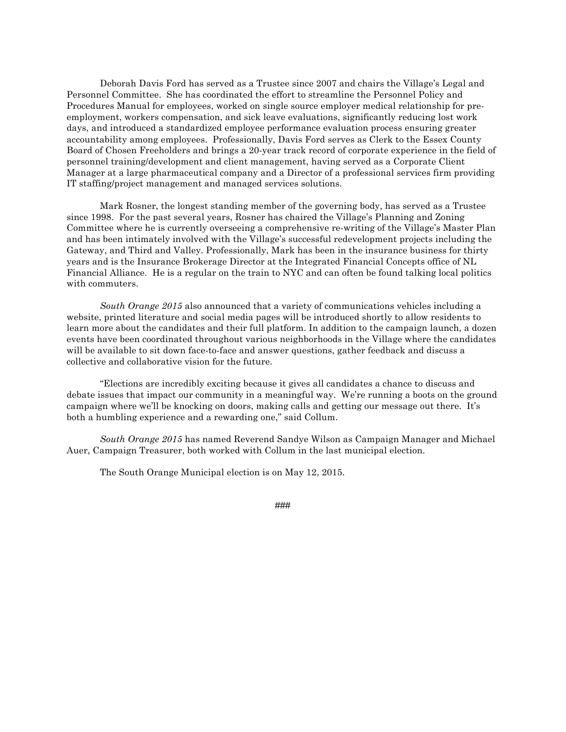Deborah Davis Ford has served as a Trustee since 2007 and chairs the Village's Legal and Personnel Committee. She has coordinated the effort to streamline the Personnel Policy and Procedures Manual for employees, worked on single source employer medical relationship for pre-employment, workers compensation, and sick leave evaluations, significantly reducing lost work days, and introduced a standardized employee performance evaluation process ensuring greater accountability among employees. Professionally, Davis Ford serves as Clerk to the Essex County Board of Chosen Freeholders and brings a 20-year track record of corporate experience in the field of personnel training/development and client management, having served as a Corporate Client Manager at a large pharmaceutical company and a Director of a professional services firm providing IT staffing/project management and managed services solutions.

Mark Rosner, the longest standing member of the governing body, has served as a Trustee since 1998. For the past several years, Rosner has chaired the Village's Planning and Zoning Committee where he is currently overseeing a comprehensive re-writing of the Village's Master Plan and has been intimately involved with the Village's successful redevelopment projects including the Gateway, and Third and Valley. Professionally, Mark has been in the insurance business for thirty years and is the Insurance Brokerage Director at the Integrated Financial Concepts office of NL Financial Alliance. He is a regular on the train to NYC and can often be found talking local politics with commuters.

*South Orange 2015* also announced that a variety of communications vehicles including a website, printed literature and social media pages will be introduced shortly to allow residents to learn more about the candidates and their full platform. In addition to the campaign launch, a dozen events have been coordinated throughout various neighborhoods in the Village where the candidates will be available to sit down face-to-face and answer questions, gather feedback and discuss a collective and collaborative vision for the future.

"Elections are incredibly exciting because it gives all candidates a chance to discuss and debate issues that impact our community in a meaningful way. We're running a boots on the ground campaign where we'll be knocking on doors, making calls and getting our message out there. It's both a humbling experience and a rewarding one," said Collum.

*South Orange 2015* has named Reverend Sandye Wilson as Campaign Manager and Michael Auer, Campaign Treasurer, both worked with Collum in the last municipal election.

The South Orange Municipal election is on May 12, 2015.

###